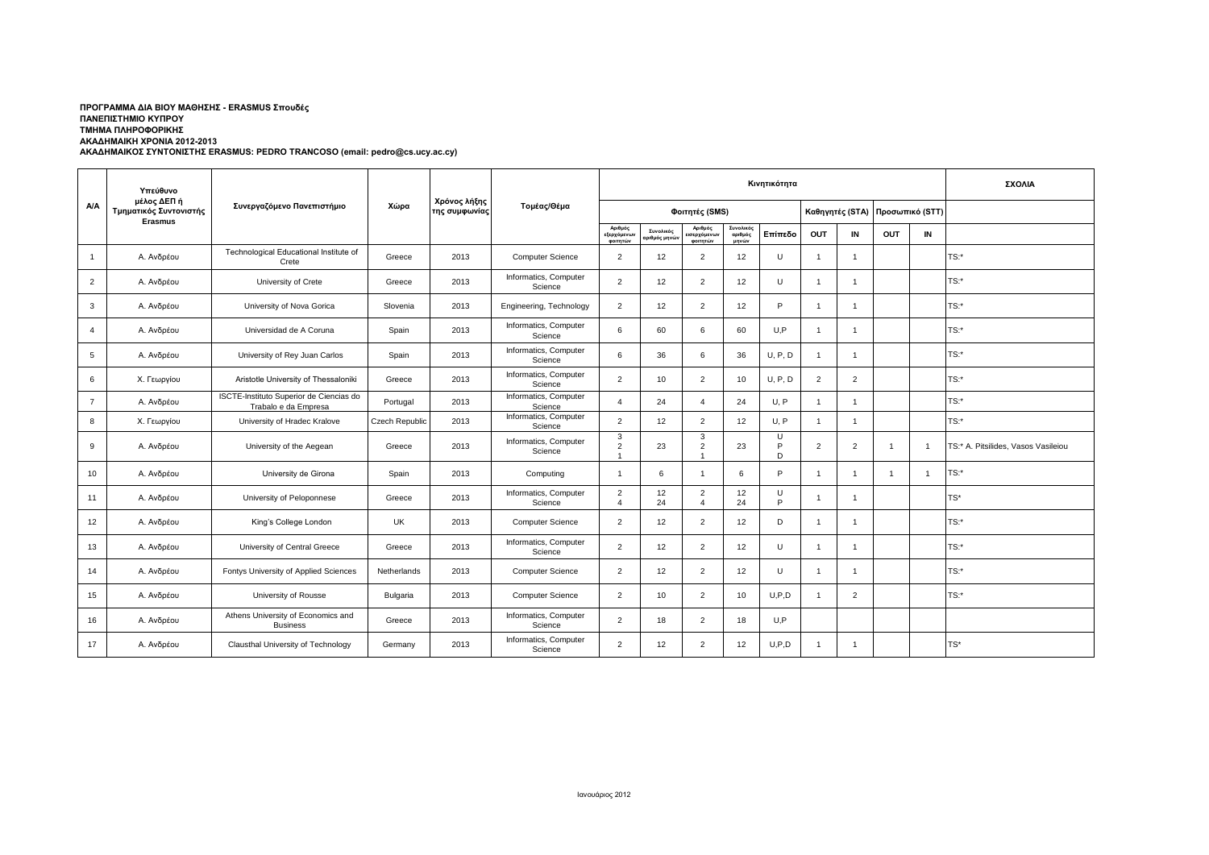**ΠΡΟΓΡΑΜΜΑ ΔΙΑ ΒΙΟΥ ΜΑΘΗΣΗΣ - ERASMUS Σπουδές**
**ΠΑΝΕΠΙΣΤΗΜΙΟ ΚΥΠΡΟΥ**
**ΤΜΗΜΑ ΠΛΗΡΟΦΟΡΙΚΗΣ**
**ΑΚΑΔΗΜΑΙΚΗ ΧΡΟΝΙΑ 2012-2013**
**ΑΚΑΔΗΜΑΙΚΟΣ ΣΥΝΤΟΝΙΣΤΗΣ ERASMUS: PEDRO TRANCOSO (email: pedro@cs.ucy.ac.cy)**

| Α/Α | Υπεύθυνο μέλος ΔΕΠ ή Τμηματικός Συντονιστής Erasmus | Συνεργαζόμενο Πανεπιστήμιο | Χώρα | Χρόνος λήξης της συμφωνίας | Τομέας/Θέμα | Κινητικότητα | | | | | | | | | ΣΧΟΛΙΑ |
|---|---|---|---|---|---|---|---|---|---|---|---|---|---|---|---|
| | | | | | | Φοιτητές (SMS) | | | | | Καθηγητές (STA) | | Προσωπικό (STT) | | |
| | | | | | | Αριθμός εξερχόμενων φοιτητών | Συνολικός αριθμός μηνών | Αριθμός εισερχόμενων φοιτητών | Συνολικός αριθμός μηνών | Επίπεδο | OUT | IN | OUT | IN | |
| 1 | Α. Ανδρέου | Technological Educational Institute of Crete | Greece | 2013 | Computer Science | 2 | 12 | 2 | 12 | U | 1 | 1 | | | TS:* |
| 2 | Α. Ανδρέου | University of Crete | Greece | 2013 | Informatics, Computer Science | 2 | 12 | 2 | 12 | U | 1 | 1 | | | TS:* |
| 3 | Α. Ανδρέου | University of Nova Gorica | Slovenia | 2013 | Engineering, Technology | 2 | 12 | 2 | 12 | P | 1 | 1 | | | TS:* |
| 4 | Α. Ανδρέου | Universidad de A Coruna | Spain | 2013 | Informatics, Computer Science | 6 | 60 | 6 | 60 | U,P | 1 | 1 | | | TS:* |
| 5 | Α. Ανδρέου | University of Rey Juan Carlos | Spain | 2013 | Informatics, Computer Science | 6 | 36 | 6 | 36 | U, P, D | 1 | 1 | | | TS:* |
| 6 | Χ. Γεωργίου | Aristotle University of Thessaloniki | Greece | 2013 | Informatics, Computer Science | 2 | 10 | 2 | 10 | U, P, D | 2 | 2 | | | TS:* |
| 7 | Α. Ανδρέου | ISCTE-Instituto Superior de Ciencias do Trabalo e da Empresa | Portugal | 2013 | Informatics, Computer Science | 4 | 24 | 4 | 24 | U, P | 1 | 1 | | | TS:* |
| 8 | Χ. Γεωργίου | University of Hradec Kralove | Czech Republic | 2013 | Informatics, Computer Science | 2 | 12 | 2 | 12 | U, P | 1 | 1 | | | TS:* |
| 9 | Α. Ανδρέου | University of the Aegean | Greece | 2013 | Informatics, Computer Science | 3<br>2<br>1 | 23 | 3<br>2<br>1 | 23 | U<br>P<br>D | 2 | 2 | 1 | 1 | TS:* A. Pitsilides, Vasos Vasileiou |
| 10 | Α. Ανδρέου | University de Girona | Spain | 2013 | Computing | 1 | 6 | 1 | 6 | P | 1 | 1 | 1 | 1 | TS:* |
| 11 | Α. Ανδρέου | University of Peloponnese | Greece | 2013 | Informatics, Computer Science | 2<br>4 | 12<br>24 | 2<br>4 | 12<br>24 | U<br>P | 1 | 1 | | | TS* |
| 12 | Α. Ανδρέου | King's College London | UK | 2013 | Computer Science | 2 | 12 | 2 | 12 | D | 1 | 1 | | | TS:* |
| 13 | Α. Ανδρέου | University of Central Greece | Greece | 2013 | Informatics, Computer Science | 2 | 12 | 2 | 12 | U | 1 | 1 | | | TS:* |
| 14 | Α. Ανδρέου | Fontys University of Applied Sciences | Netherlands | 2013 | Computer Science | 2 | 12 | 2 | 12 | U | 1 | 1 | | | TS:* |
| 15 | Α. Ανδρέου | University of Rousse | Bulgaria | 2013 | Computer Science | 2 | 10 | 2 | 10 | U,P,D | 1 | 2 | | | TS:* |
| 16 | Α. Ανδρέου | Athens University of Economics and Business | Greece | 2013 | Informatics, Computer Science | 2 | 18 | 2 | 18 | U,P | | | | | |
| 17 | Α. Ανδρέου | Clausthal University of Technology | Germany | 2013 | Informatics, Computer Science | 2 | 12 | 2 | 12 | U,P,D | 1 | 1 | | | TS* |

Ιανουάριος 2012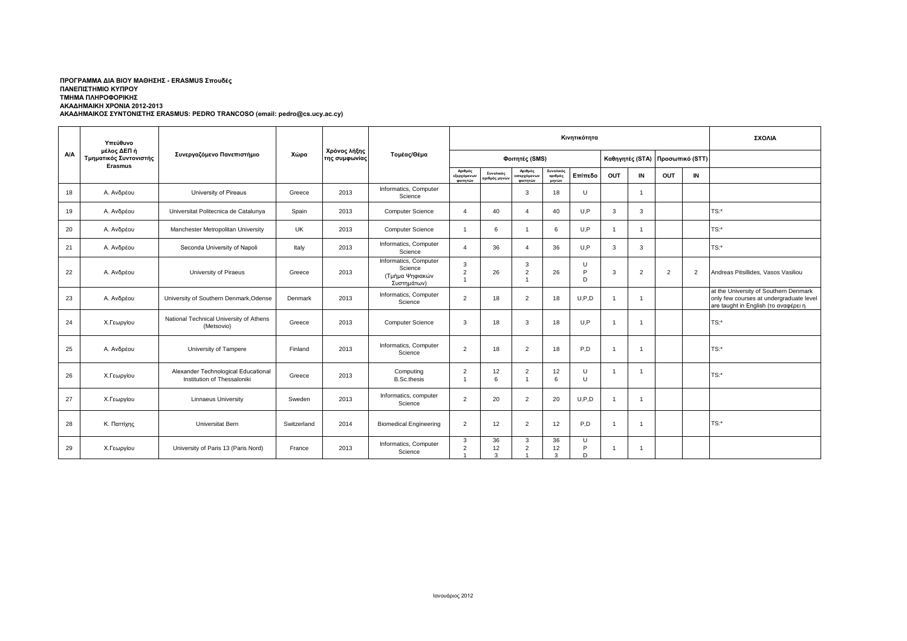**ΠΡΟΓΡΑΜΜΑ ΔΙΑ ΒΙΟΥ ΜΑΘΗΣΗΣ - ERASMUS Σπουδές**
**ΠΑΝΕΠΙΣΤΗΜΙΟ ΚΥΠΡΟΥ**
**ΤΜΗΜΑ ΠΛΗΡΟΦΟΡΙΚΗΣ**
**ΑΚΑΔΗΜΑΙΚΗ ΧΡΟΝΙΑ 2012-2013**
**ΑΚΑΔΗΜΑΙΚΟΣ ΣΥΝΤΟΝΙΣΤΗΣ ERASMUS: PEDRO TRANCOSO (email: pedro@cs.ucy.ac.cy)**

| A/A | Υπεύθυνο μέλος ΔΕΠ ή Τμηματικός Συντονιστής Erasmus | Συνεργαζόμενο Πανεπιστήμιο | Χώρα | Χρόνος λήξης της συμφωνίας | Τομέας/Θέμα | Κινητικότητα | | | | | | | | | | ΣΧΟΛΙΑ |
|---|---|---|---|---|---|---|---|---|---|---|---|---|---|---|---|---|
| | | | | | | Φοιτητές (SMS) | | | | | Καθηγητές (STA) | | Προσωπικό (STT) | | | |
| | | | | | | Αριθμός εξερχόμενων φοιτητών | Συνολικός αριθμός μηνών | Αριθμός εισερχόμενων φοιτητών | Συνολικός αριθμός μηνών | Επίπεδο | OUT | IN | OUT | IN | |
| 18 | Α. Ανδρέου | University of Pireaus | Greece | 2013 | Informatics, Computer Science | | | 3 | 18 | U | | 1 | | | |
| 19 | Α. Ανδρέου | Universitat Politecnica de Catalunya | Spain | 2013 | Computer Science | 4 | 40 | 4 | 40 | U,P | 3 | 3 | | | TS:* |
| 20 | Α. Ανδρέου | Manchester Metropolitan University | UK | 2013 | Computer Science | 1 | 6 | 1 | 6 | U,P | 1 | 1 | | | TS:* |
| 21 | Α. Ανδρέου | Seconda University of Napoli | Italy | 2013 | Informatics, Computer Science | 4 | 36 | 4 | 36 | U,P | 3 | 3 | | | TS:* |
| 22 | Α. Ανδρέου | University of Piraeus | Greece | 2013 | Informatics, Computer Science (Τμήμα Ψηφιακών Συστημάτων) | 3<br>2<br>1 | 26 | 3<br>2<br>1 | 26 | U<br>P<br>D | 3 | 2 | 2 | 2 | Andreas Pitsillides, Vasos Vasiliou |
| 23 | Α. Ανδρέου | University of Southern Denmark,Odense | Denmark | 2013 | Informatics, Computer Science | 2 | 18 | 2 | 18 | U,P,D | 1 | 1 | | | at the University of Southern Denmark only few courses at undergraduate level are taught in English (το αναφέρει η |
| 24 | Χ.Γεωργίου | National Technical University of Athens (Metsovio) | Greece | 2013 | Computer Science | 3 | 18 | 3 | 18 | U,P | 1 | 1 | | | TS:* |
| 25 | Α. Ανδρέου | University of Tampere | Finland | 2013 | Informatics, Computer Science | 2 | 18 | 2 | 18 | P,D | 1 | 1 | | | TS:* |
| 26 | Χ.Γεωργίου | Alexander Technological Educational Institution of Thessaloniki | Greece | 2013 | Computing<br>B.Sc.thesis | 2<br>1 | 12<br>6 | 2<br>1 | 12<br>6 | U<br>U | 1 | 1 | | | TS:* |
| 27 | Χ.Γεωργίου | Linnaeus University | Sweden | 2013 | Informatics, computer Science | 2 | 20 | 2 | 20 | U,P,D | 1 | 1 | | | |
| 28 | Κ. Παττίχης | Universitat Bern | Switzerland | 2014 | Biomedical Engineering | 2 | 12 | 2 | 12 | P,D | 1 | 1 | | | TS:* |
| 29 | Χ.Γεωργίου | University of Paris 13 (Paris Nord) | France | 2013 | Informatics, Computer Science | 3<br>2<br>1 | 36<br>12<br>3 | 3<br>2<br>1 | 36<br>12<br>3 | U<br>P<br>D | 1 | 1 | | | |

Ιανουάριος 2012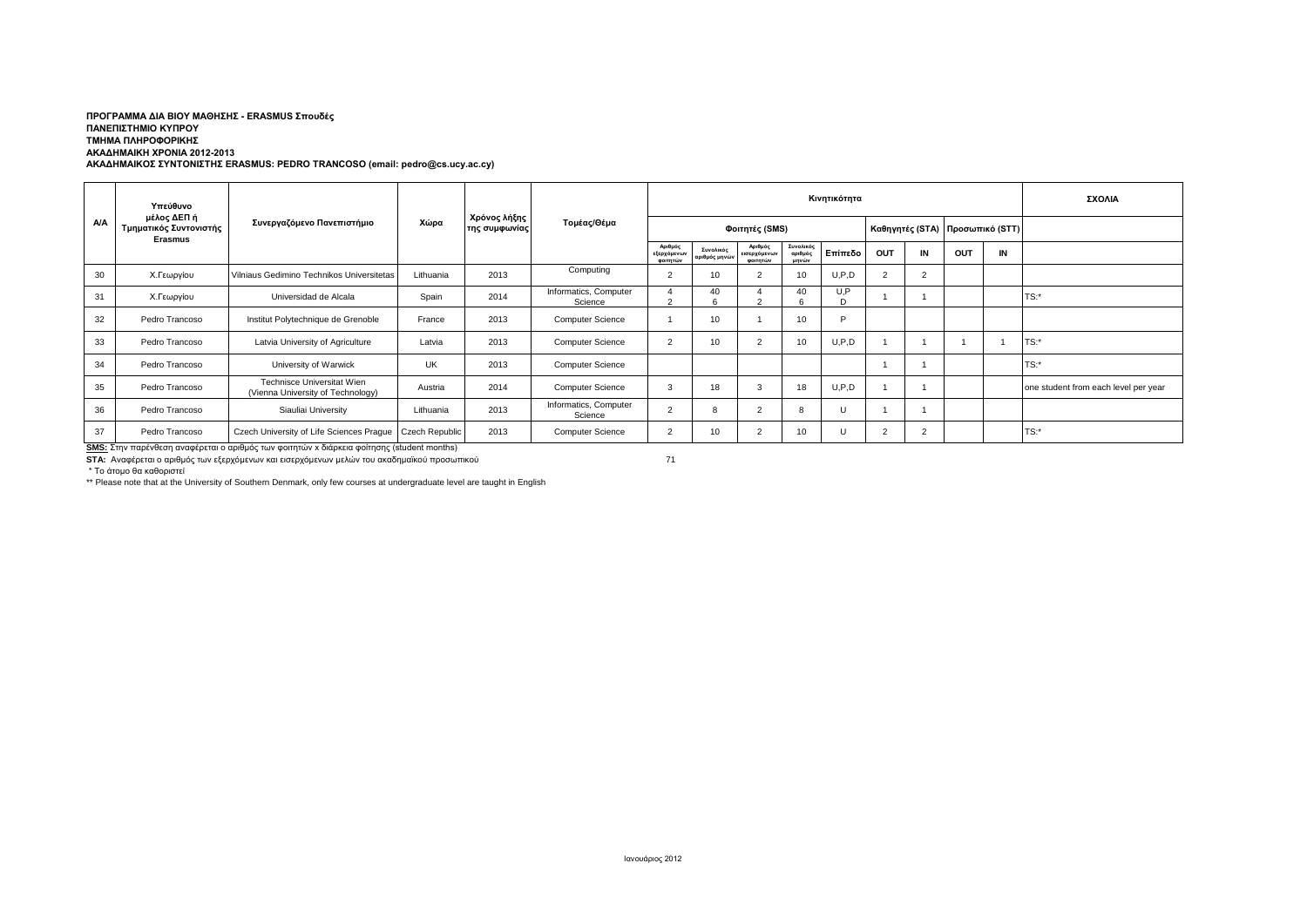**ΠΡΟΓΡΑΜΜΑ ΔΙΑ ΒΙΟΥ ΜΑΘΗΣΗΣ - ERASMUS Σπουδές**
**ΠΑΝΕΠΙΣΤΗΜΙΟ ΚΥΠΡΟΥ**
**ΤΜΗΜΑ ΠΛΗΡΟΦΟΡΙΚΗΣ**
**ΑΚΑΔΗΜΑΙΚΗ ΧΡΟΝΙΑ 2012-2013**
**ΑΚΑΔΗΜΑΙΚΟΣ ΣΥΝΤΟΝΙΣΤΗΣ ERASMUS: PEDRO TRANCOSO (email: pedro@cs.ucy.ac.cy)**

| Α/Α | Υπεύθυνο μέλος ΔΕΠ ή Τμηματικός Συντονιστής Erasmus | Συνεργαζόμενο Πανεπιστήμιο | Χώρα | Χρόνος λήξης της συμφωνίας | Τομέας/Θέμα | Κινητικότητα | | | | | | | | | ΣΧΟΛΙΑ |
|---|---|---|---|---|---|---|---|---|---|---|---|---|---|---|---|
| | | | | | | Φοιτητές (SMS) | | | | | Καθηγητές (STA) | | Προσωπικό (STT) | | |
| | | | | | | Αριθμός εξερχόμενων φοιτητών | Συνολικός αριθμός μηνών | Αριθμός εισερχόμενων φοιτητών | Συνολικός αριθμός μηνών | Επίπεδο | OUT | IN | OUT | IN | |
| 30 | Χ.Γεωργίου | Vilniaus Gedimino Technikos Universitetas | Lithuania | 2013 | Computing | 2 | 10 | 2 | 10 | U,P,D | 2 | 2 | | | |
| 31 | Χ.Γεωργίου | Universidad de Alcala | Spain | 2014 | Informatics, Computer Science | 4 2 | 40 6 | 4 2 | 40 6 | U,P D | 1 | 1 | | | TS:* |
| 32 | Pedro Trancoso | Institut Polytechnique de Grenoble | France | 2013 | Computer Science | 1 | 10 | 1 | 10 | P | | | | | |
| 33 | Pedro Trancoso | Latvia University of Agriculture | Latvia | 2013 | Computer Science | 2 | 10 | 2 | 10 | U,P,D | 1 | 1 | 1 | 1 | TS:* |
| 34 | Pedro Trancoso | University of Warwick | UK | 2013 | Computer Science | | | | | | 1 | 1 | | | TS:* |
| 35 | Pedro Trancoso | Technisce Universitat Wien (Vienna University of Technology) | Austria | 2014 | Computer Science | 3 | 18 | 3 | 18 | U,P,D | 1 | 1 | | | one student from each level per year |
| 36 | Pedro Trancoso | Siauliai University | Lithuania | 2013 | Informatics, Computer Science | 2 | 8 | 2 | 8 | U | 1 | 1 | | | |
| 37 | Pedro Trancoso | Czech University of Life Sciences Prague | Czech Republic | 2013 | Computer Science | 2 | 10 | 2 | 10 | U | 2 | 2 | | | TS:* |

**SMS:** Στην παρένθεση αναφέρεται ο αριθμός των φοιτητών x διάρκεια φοίτησης (student months)

**STA:** Αναφέρεται ο αριθμός των εξερχόμενων και εισερχόμενων μελών του ακαδημαϊκού προσωπικού

71

\* Το άτομο θα καθοριστεί

\*\* Please note that at the University of Southern Denmark, only few courses at undergraduate level are taught in English

Ιανουάριος 2012